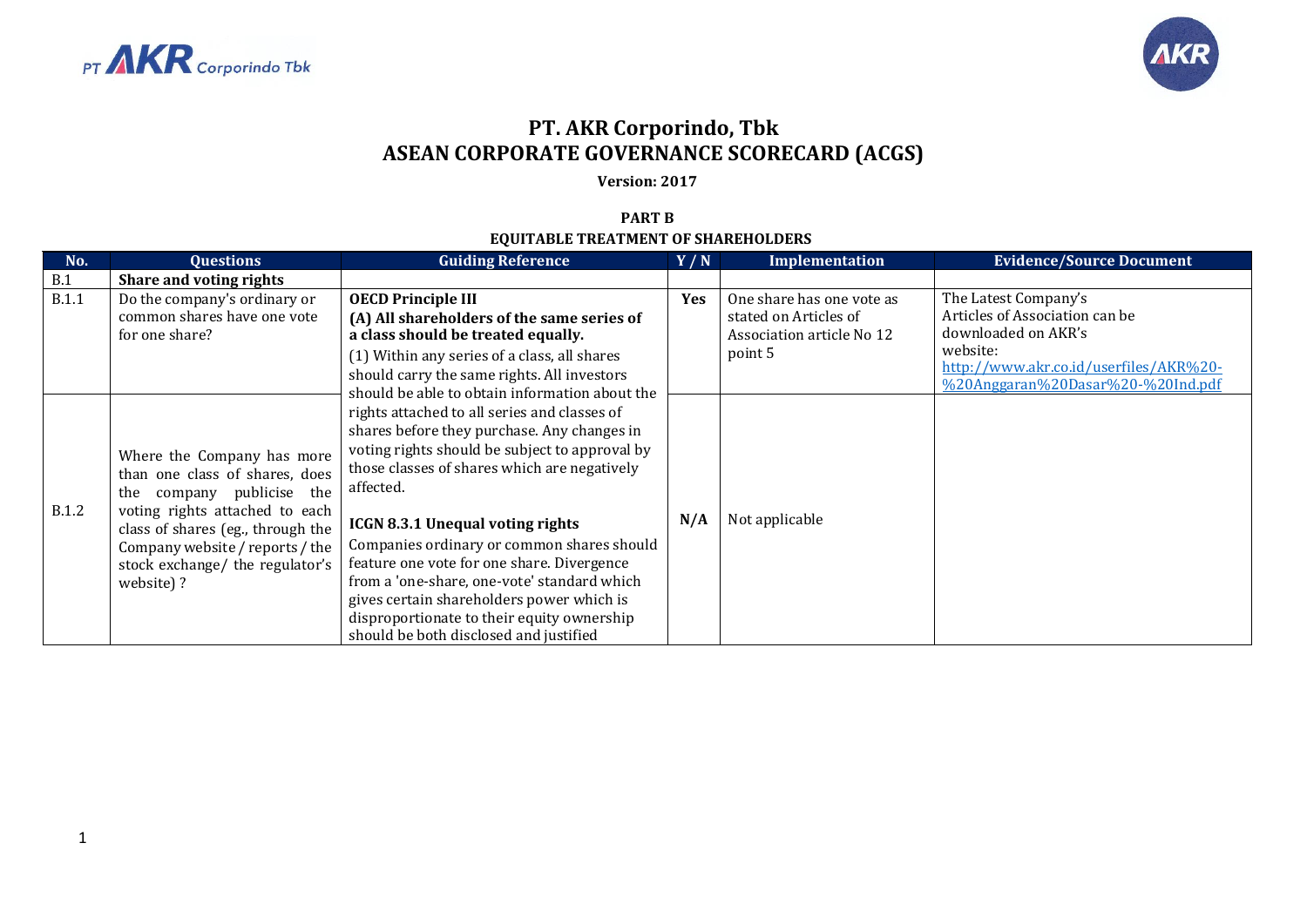# PT. AKR Corporindo, Tbk
# ASEAN CORPORATE GOVERNANCE SCORECARD (ACGS)

**Version: 2017**

**PART B**

**EQUITABLE TREATMENT OF SHAREHOLDERS**

| No. | Questions | Guiding Reference | Y / N | Implementation | Evidence/Source Document |
|---|---|---|---|---|---|
| B.1 | **Share and voting rights** | | | | |
| B.1.1 | Do the company's ordinary or common shares have one vote for one share? | **OECD Principle III** **(A) All shareholders of the same series of a class should be treated equally.** (1) Within any series of a class, all shares should carry the same rights. All investors should be able to obtain information about the rights attached to all series and classes of shares before they purchase. Any changes in voting rights should be subject to approval by those classes of shares which are negatively affected. **ICGN 8.3.1 Unequal voting rights** Companies ordinary or common shares should feature one vote for one share. Divergence from a 'one-share, one-vote' standard which gives certain shareholders power which is disproportionate to their equity ownership should be both disclosed and justified | **Yes** | One share has one vote as stated on Articles of Association article No 12 point 5 | The Latest Company's Articles of Association can be downloaded on AKR's website: http://www.akr.co.id/userfiles/AKR%20-%20Anggaran%20Dasar%20-%20Ind.pdf |
| B.1.2 | Where the Company has more than one class of shares, does the company publicise the voting rights attached to each class of shares (eg., through the Company website / reports / the stock exchange/ the regulator's website) ? | | **N/A** | Not applicable | |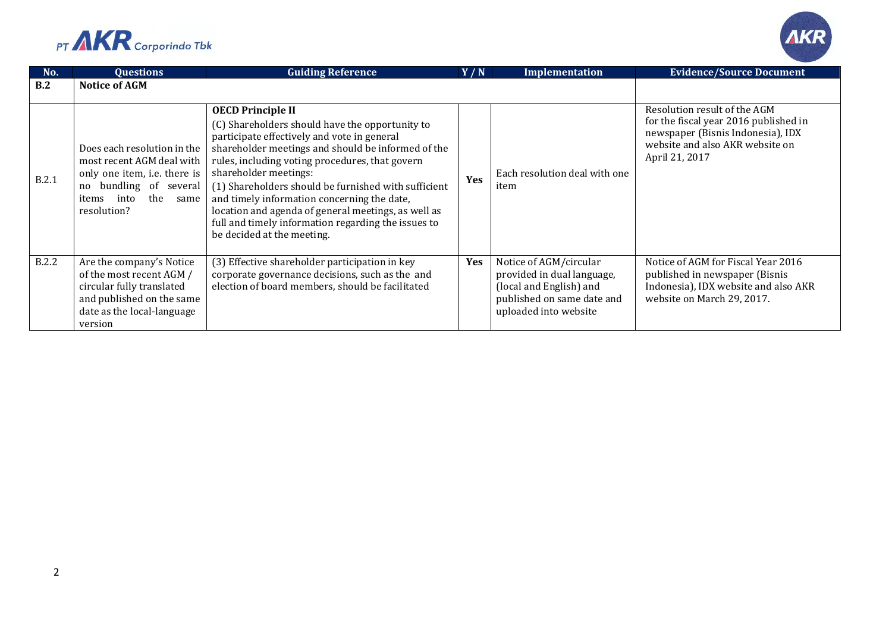| No. | Questions | Guiding Reference | Y / N | Implementation | Evidence/Source Document |
| --- | --- | --- | --- | --- | --- |
| **B.2** | **Notice of AGM** | | | | |
| B.2.1 | Does each resolution in the most recent AGM deal with only one item, i.e. there is no bundling of several items into the same resolution? | **OECD Principle II** (C) Shareholders should have the opportunity to participate effectively and vote in general shareholder meetings and should be informed of the rules, including voting procedures, that govern shareholder meetings: (1) Shareholders should be furnished with sufficient and timely information concerning the date, location and agenda of general meetings, as well as full and timely information regarding the issues to be decided at the meeting. | **Yes** | Each resolution deal with one item | Resolution result of the AGM for the fiscal year 2016 published in newspaper (Bisnis Indonesia), IDX website and also AKR website on April 21, 2017 |
| B.2.2 | Are the company's Notice of the most recent AGM / circular fully translated and published on the same date as the local-language version | (3) Effective shareholder participation in key corporate governance decisions, such as the and election of board members, should be facilitated | **Yes** | Notice of AGM/circular provided in dual language, (local and English) and published on same date and uploaded into website | Notice of AGM for Fiscal Year 2016 published in newspaper (Bisnis Indonesia), IDX website and also AKR website on March 29, 2017. |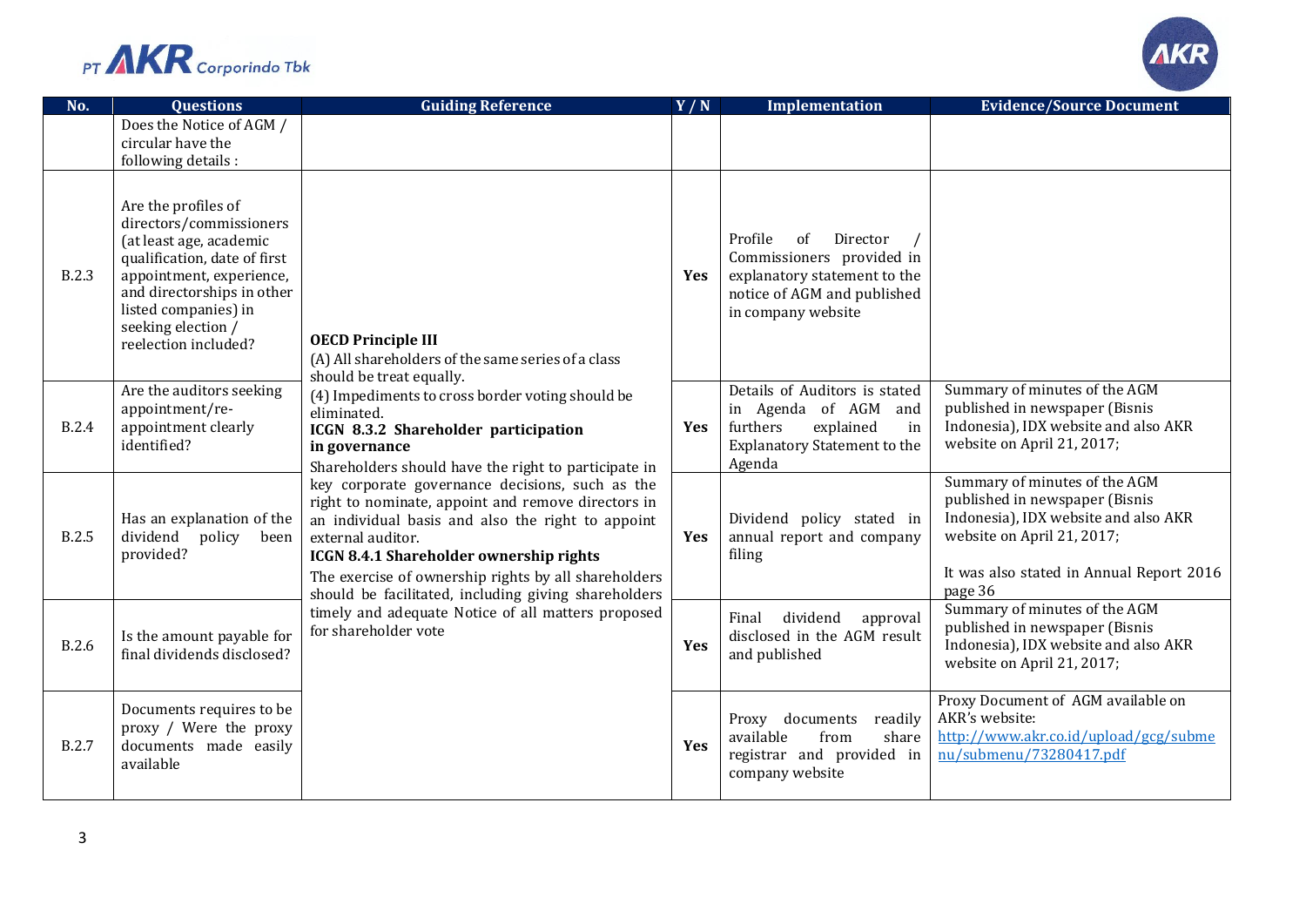| No. | Questions | Guiding Reference | Y / N | Implementation | Evidence/Source Document |
|---|---|---|---|---|---|
| | Does the Notice of AGM / circular have the following details : | | | | |
| B.2.3 | Are the profiles of directors/commissioners (at least age, academic qualification, date of first appointment, experience, and directorships in other listed companies) in seeking election / reelection included? | **OECD Principle III**<br>(A) All shareholders of the same series of a class should be treat equally.<br>(4) Impediments to cross border voting should be eliminated.<br>**ICGN 8.3.2 Shareholder participation in governance**<br>Shareholders should have the right to participate in key corporate governance decisions, such as the right to nominate, appoint and remove directors in an individual basis and also the right to appoint external auditor.<br>**ICGN 8.4.1 Shareholder ownership rights**<br>The exercise of ownership rights by all shareholders should be facilitated, including giving shareholders timely and adequate Notice of all matters proposed for shareholder vote | **Yes** | Profile of Director / Commissioners provided in explanatory statement to the notice of AGM and published in company website | |
| B.2.4 | Are the auditors seeking appointment/re-appointment clearly identified? | | **Yes** | Details of Auditors is stated in Agenda of AGM and furthers explained in Explanatory Statement to the Agenda | Summary of minutes of the AGM published in newspaper (Bisnis Indonesia), IDX website and also AKR website on April 21, 2017; |
| B.2.5 | Has an explanation of the dividend policy been provided? | | **Yes** | Dividend policy stated in annual report and company filing | Summary of minutes of the AGM published in newspaper (Bisnis Indonesia), IDX website and also AKR website on April 21, 2017;<br><br>It was also stated in Annual Report 2016 page 36 |
| B.2.6 | Is the amount payable for final dividends disclosed? | | **Yes** | Final dividend approval disclosed in the AGM result and published | Summary of minutes of the AGM published in newspaper (Bisnis Indonesia), IDX website and also AKR website on April 21, 2017; |
| B.2.7 | Documents requires to be proxy / Were the proxy documents made easily available | | **Yes** | Proxy documents readily available from share registrar and provided in company website | Proxy Document of AGM available on AKR's website: http://www.akr.co.id/upload/gcg/submenu/submenu/73280417.pdf |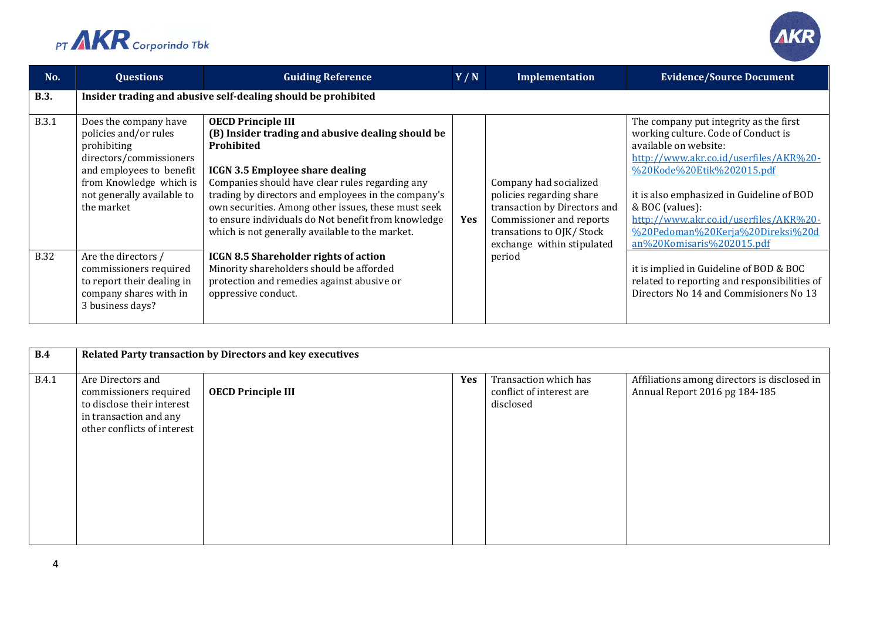| No. | Questions | Guiding Reference | Y / N | Implementation | Evidence/Source Document |
|---|---|---|---|---|---|
| **B.3.** | **Insider trading and abusive self-dealing should be prohibited** | | | | |
| B.3.1 | Does the company have policies and/or rules prohibiting directors/commissioners and employees to benefit from Knowledge which is not generally available to the market | **OECD Principle III** **(B) Insider trading and abusive dealing should be Prohibited** **ICGN 3.5 Employee share dealing** Companies should have clear rules regarding any trading by directors and employees in the company's own securities. Among other issues, these must seek to ensure individuals do Not benefit from knowledge which is not generally available to the market. | **Yes** | Company had socialized policies regarding share transaction by Directors and Commissioner and reports transations to OJK/ Stock exchange within stipulated period | The company put integrity as the first working culture. Code of Conduct is available on website: http://www.akr.co.id/userfiles/AKR%20-%20Kode%20Etik%202015.pdf it is also emphasized in Guideline of BOD & BOC (values): http://www.akr.co.id/userfiles/AKR%20-%20Pedoman%20Kerja%20Direksi%20dan%20Komisaris%202015.pdf |
| B.32 | Are the directors / commissioners required to report their dealing in company shares with in 3 business days? | **ICGN 8.5 Shareholder rights of action** Minority shareholders should be afforded protection and remedies against abusive or oppressive conduct. | | | it is implied in Guideline of BOD & BOC related to reporting and responsibilities of Directors No 14 and Commisioners No 13 |

| No. | Questions | Guiding Reference | Y / N | Implementation | Evidence/Source Document |
|---|---|---|---|---|---|
| **B.4** | **Related Party transaction by Directors and key executives** | | | | |
| B.4.1 | Are Directors and commissioners required to disclose their interest in transaction and any other conflicts of interest | **OECD Principle III** | **Yes** | Transaction which has conflict of interest are disclosed | Affiliations among directors is disclosed in Annual Report 2016 pg 184-185 |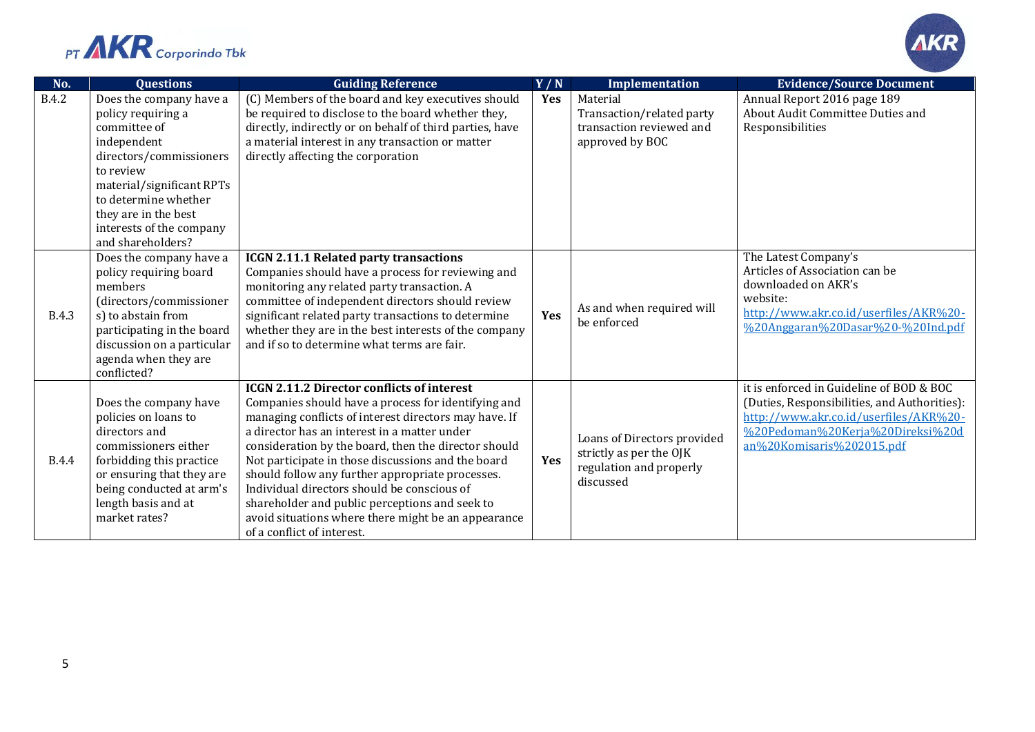| No. | Questions | Guiding Reference | Y / N | Implementation | Evidence/Source Document |
|---|---|---|---|---|---|
| B.4.2 | Does the company have a policy requiring a committee of independent directors/commissioners to review material/significant RPTs to determine whether they are in the best interests of the company and shareholders? | (C) Members of the board and key executives should be required to disclose to the board whether they, directly, indirectly or on behalf of third parties, have a material interest in any transaction or matter directly affecting the corporation | **Yes** | Material Transaction/related party transaction reviewed and approved by BOC | Annual Report 2016 page 189 About Audit Committee Duties and Responsibilities |
| B.4.3 | Does the company have a policy requiring board members (directors/commissioners) to abstain from participating in the board discussion on a particular agenda when they are conflicted? | **ICGN 2.11.1 Related party transactions** Companies should have a process for reviewing and monitoring any related party transaction. A committee of independent directors should review significant related party transactions to determine whether they are in the best interests of the company and if so to determine what terms are fair. | **Yes** | As and when required will be enforced | The Latest Company's Articles of Association can be downloaded on AKR's website: [http://www.akr.co.id/userfiles/AKR%20-%20Anggaran%20Dasar%20-%20Ind.pdf](http://www.akr.co.id/userfiles/AKR%20-%20Anggaran%20Dasar%20-%20Ind.pdf) |
| B.4.4 | Does the company have policies on loans to directors and commissioners either forbidding this practice or ensuring that they are being conducted at arm's length basis and at market rates? | **ICGN 2.11.2 Director conflicts of interest** Companies should have a process for identifying and managing conflicts of interest directors may have. If a director has an interest in a matter under consideration by the board, then the director should Not participate in those discussions and the board should follow any further appropriate processes. Individual directors should be conscious of shareholder and public perceptions and seek to avoid situations where there might be an appearance of a conflict of interest. | **Yes** | Loans of Directors provided strictly as per the OJK regulation and properly discussed | it is enforced in Guideline of BOD & BOC (Duties, Responsibilities, and Authorities): [http://www.akr.co.id/userfiles/AKR%20-%20Pedoman%20Kerja%20Direksi%20dan%20Komisaris%202015.pdf](http://www.akr.co.id/userfiles/AKR%20-%20Pedoman%20Kerja%20Direksi%20dan%20Komisaris%202015.pdf) |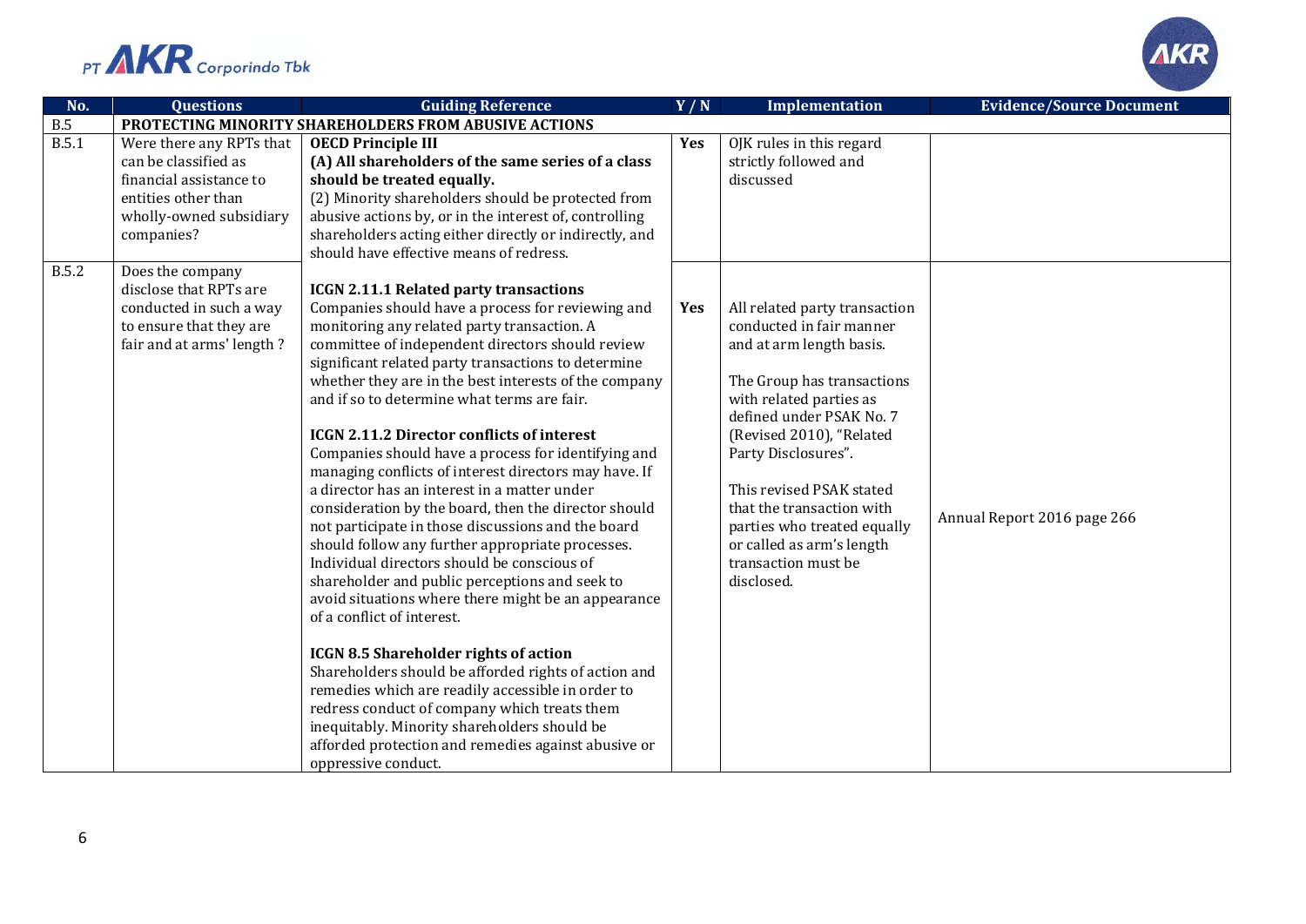| No. | Questions | Guiding Reference | Y / N | Implementation | Evidence/Source Document |
|---|---|---|---|---|---|
| B.5 | **PROTECTING MINORITY SHAREHOLDERS FROM ABUSIVE ACTIONS** | | | | |
| B.5.1 | Were there any RPTs that can be classified as financial assistance to entities other than wholly-owned subsidiary companies? | **OECD Principle III** **(A) All shareholders of the same series of a class should be treated equally.** (2) Minority shareholders should be protected from abusive actions by, or in the interest of, controlling shareholders acting either directly or indirectly, and should have effective means of redress. | **Yes** | OJK rules in this regard strictly followed and discussed | |
| B.5.2 | Does the company disclose that RPTs are conducted in such a way to ensure that they are fair and at arms' length ? | **ICGN 2.11.1 Related party transactions** Companies should have a process for reviewing and monitoring any related party transaction. A committee of independent directors should review significant related party transactions to determine whether they are in the best interests of the company and if so to determine what terms are fair. **ICGN 2.11.2 Director conflicts of interest** Companies should have a process for identifying and managing conflicts of interest directors may have. If a director has an interest in a matter under consideration by the board, then the director should not participate in those discussions and the board should follow any further appropriate processes. Individual directors should be conscious of shareholder and public perceptions and seek to avoid situations where there might be an appearance of a conflict of interest. **ICGN 8.5 Shareholder rights of action** Shareholders should be afforded rights of action and remedies which are readily accessible in order to redress conduct of company which treats them inequitably. Minority shareholders should be afforded protection and remedies against abusive or oppressive conduct. | **Yes** | All related party transaction conducted in fair manner and at arm length basis. The Group has transactions with related parties as defined under PSAK No. 7 (Revised 2010), "Related Party Disclosures". This revised PSAK stated that the transaction with parties who treated equally or called as arm's length transaction must be disclosed. | Annual Report 2016 page 266 |